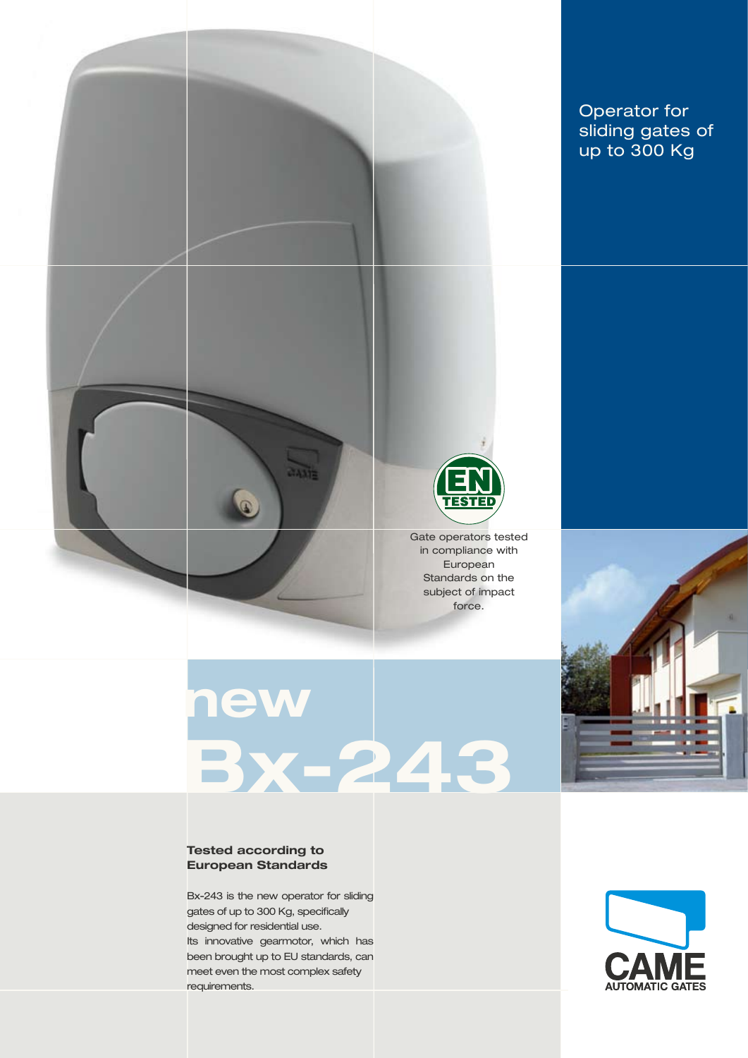Operator for sliding gates of up to 300 Kg

EN TESTED

Gate operators tested in compliance with European Standards on the subject of impact force.

# new Bx-243

**Tested according to European Standards**

Bx-243 is the new operator for sliding gates of up to 300 Kg, specifically designed for residential use.
Its innovative gearmotor, which has been brought up to EU standards, can meet even the most complex safety requirements.

CAME AUTOMATIC GATES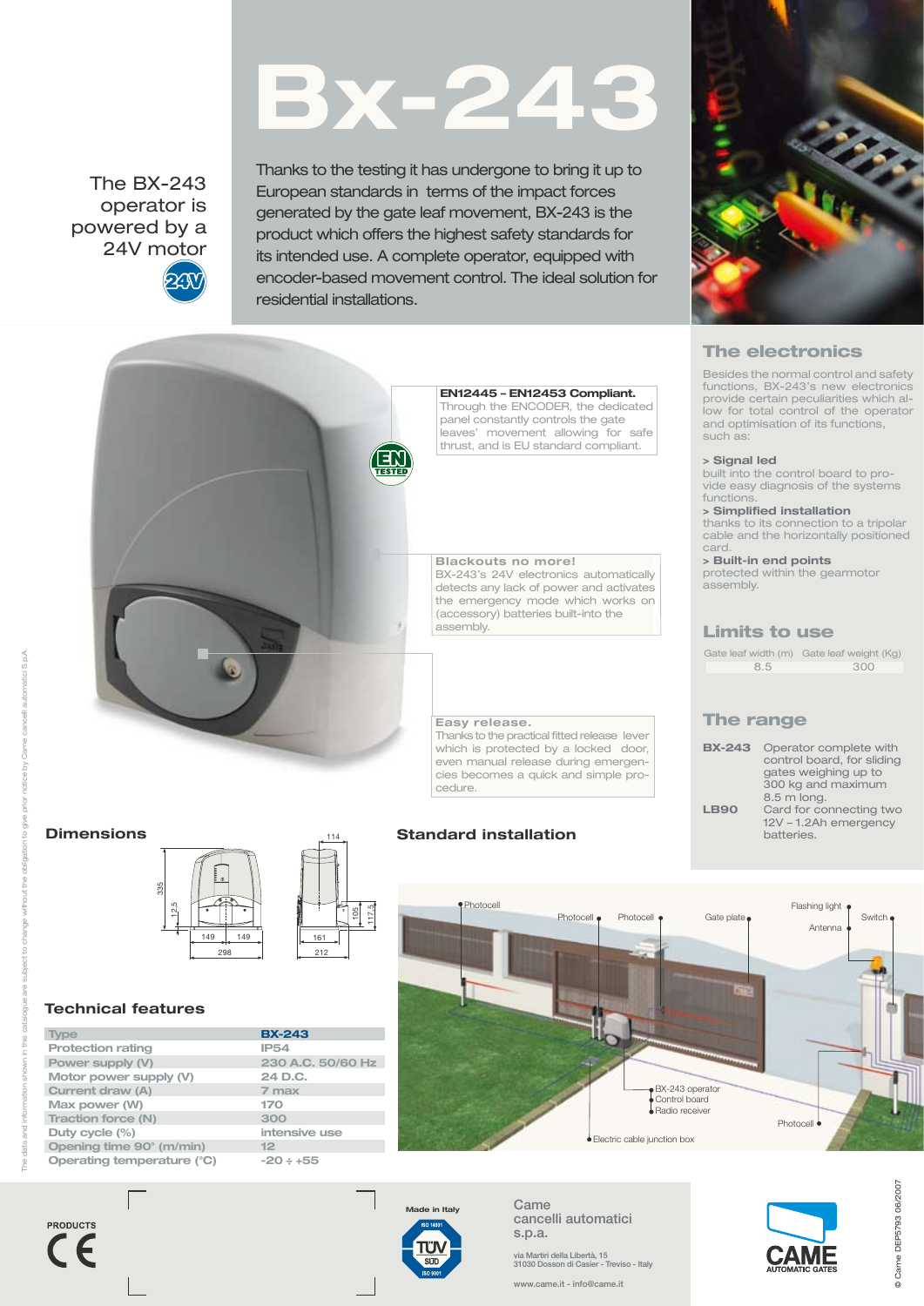# Bx-243

The BX-243 operator is powered by a 24V motor

24V

Thanks to the testing it has undergone to bring it up to European standards in terms of the impact forces generated by the gate leaf movement, BX-243 is the product which offers the highest safety standards for its intended use. A complete operator, equipped with encoder-based movement control. The ideal solution for residential installations.

**EN12445 – EN12453 Compliant.**
Through the ENCODER, the dedicated panel constantly controls the gate leaves' movement allowing for safe thrust, and is EU standard compliant.

EN TESTED

**Blackouts no more!**
BX-243's 24V electronics automatically detects any lack of power and activates the emergency mode which works on (accessory) batteries built-into the assembly.

**Easy release.**
Thanks to the practical fitted release lever which is protected by a locked door, even manual release during emergencies becomes a quick and simple procedure.

## The electronics

Besides the normal control and safety functions, BX-243's new electronics provide certain peculiarities which allow for total control of the operator and optimisation of its functions, such as:

**> Signal led**
built into the control board to provide easy diagnosis of the systems functions.

**> Simplified installation**
thanks to its connection to a tripolar cable and the horizontally positioned card.

**> Built-in end points**
protected within the gearmotor assembly.

## Limits to use

| Gate leaf width (m) | Gate leaf weight (Kg) |
|---|---|
| 8.5 | 300 |

## The range

| | |
|---|---|
| **BX-243** | Operator complete with control board, for sliding gates weighing up to 300 kg and maximum 8.5 m long. |
| **LB90** | Card for connecting two 12V – 1.2Ah emergency batteries. |

## Dimensions

335
12,5
149
149
298
114
105
117,5
161
212

## Standard installation

Photocell
Photocell
Photocell
Gate plate
Flashing light
Antenna
Switch
BX-243 operator
Control board
Radio receiver
Photocell
Electric cable junction box

## Technical features

| Type | BX-243 |
|---|---|
| Protection rating | IP54 |
| Power supply (V) | 230 A.C. 50/60 Hz |
| Motor power supply (V) | 24 D.C. |
| Current draw (A) | 7 max |
| Max power (W) | 170 |
| Traction force (N) | 300 |
| Duty cycle (%) | intensive use |
| Opening time 90° (m/min) | 12 |
| Operating temperature (°C) | -20 ÷ +55 |

The data and information shown in this catalogue are subject to change without the obligation to give prior notice by Came cancelli automatici S.p.A.

PRODUCTS CE

Made in Italy

TÜV SÜD ISO 14001 ISO 9001

Came
cancelli automatici
s.p.a.

via Martiri della Libertà, 15
31030 Dosson di Casier - Treviso - Italy

www.came.it - info@came.it

CAME AUTOMATIC GATES

© Came DEP5793 06/2007